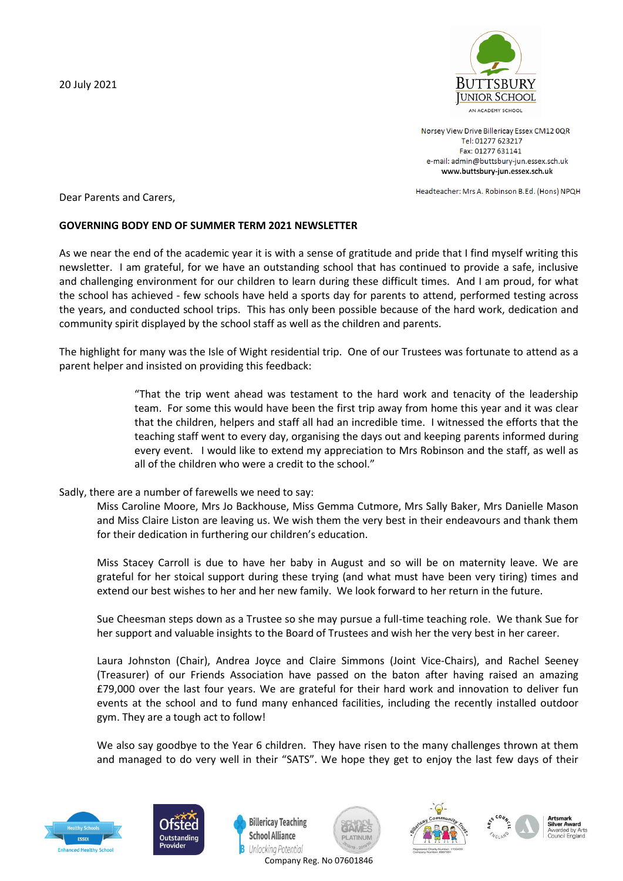20 July 2021

BUTTSBURY
JUNIOR SCHOOL
AN ACADEMY SCHOOL

Norsey View Drive Billericay Essex CM12 0QR
Tel: 01277 623217
Fax: 01277 631141
e-mail: admin@buttsbury-jun.essex.sch.uk
**www.buttsbury-jun.essex.sch.uk**

Headteacher: Mrs A. Robinson B.Ed. (Hons) NPQH

Dear Parents and Carers,

**GOVERNING BODY END OF SUMMER TERM 2021 NEWSLETTER**

As we near the end of the academic year it is with a sense of gratitude and pride that I find myself writing this newsletter. I am grateful, for we have an outstanding school that has continued to provide a safe, inclusive and challenging environment for our children to learn during these difficult times. And I am proud, for what the school has achieved - few schools have held a sports day for parents to attend, performed testing across the years, and conducted school trips. This has only been possible because of the hard work, dedication and community spirit displayed by the school staff as well as the children and parents.

The highlight for many was the Isle of Wight residential trip. One of our Trustees was fortunate to attend as a parent helper and insisted on providing this feedback:

> "That the trip went ahead was testament to the hard work and tenacity of the leadership team. For some this would have been the first trip away from home this year and it was clear that the children, helpers and staff all had an incredible time. I witnessed the efforts that the teaching staff went to every day, organising the days out and keeping parents informed during every event. I would like to extend my appreciation to Mrs Robinson and the staff, as well as all of the children who were a credit to the school."

Sadly, there are a number of farewells we need to say:

Miss Caroline Moore, Mrs Jo Backhouse, Miss Gemma Cutmore, Mrs Sally Baker, Mrs Danielle Mason and Miss Claire Liston are leaving us. We wish them the very best in their endeavours and thank them for their dedication in furthering our children's education.

Miss Stacey Carroll is due to have her baby in August and so will be on maternity leave. We are grateful for her stoical support during these trying (and what must have been very tiring) times and extend our best wishes to her and her new family. We look forward to her return in the future.

Sue Cheesman steps down as a Trustee so she may pursue a full-time teaching role. We thank Sue for her support and valuable insights to the Board of Trustees and wish her the very best in her career.

Laura Johnston (Chair), Andrea Joyce and Claire Simmons (Joint Vice-Chairs), and Rachel Seeney (Treasurer) of our Friends Association have passed on the baton after having raised an amazing £79,000 over the last four years. We are grateful for their hard work and innovation to deliver fun events at the school and to fund many enhanced facilities, including the recently installed outdoor gym. They are a tough act to follow!

We also say goodbye to the Year 6 children. They have risen to the many challenges thrown at them and managed to do very well in their "SATS". We hope they get to enjoy the last few days of their

Company Reg. No 07601846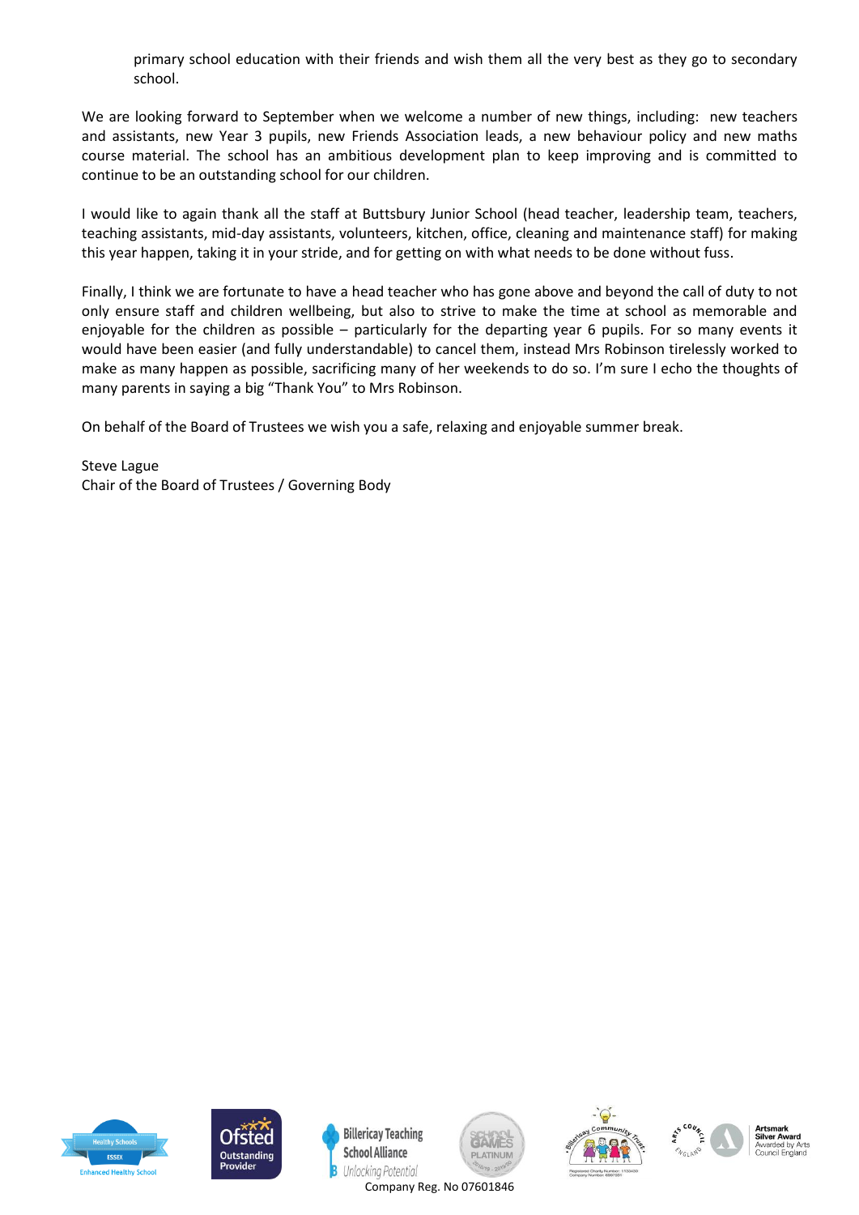primary school education with their friends and wish them all the very best as they go to secondary school.

We are looking forward to September when we welcome a number of new things, including: new teachers and assistants, new Year 3 pupils, new Friends Association leads, a new behaviour policy and new maths course material. The school has an ambitious development plan to keep improving and is committed to continue to be an outstanding school for our children.

I would like to again thank all the staff at Buttsbury Junior School (head teacher, leadership team, teachers, teaching assistants, mid-day assistants, volunteers, kitchen, office, cleaning and maintenance staff) for making this year happen, taking it in your stride, and for getting on with what needs to be done without fuss.

Finally, I think we are fortunate to have a head teacher who has gone above and beyond the call of duty to not only ensure staff and children wellbeing, but also to strive to make the time at school as memorable and enjoyable for the children as possible – particularly for the departing year 6 pupils. For so many events it would have been easier (and fully understandable) to cancel them, instead Mrs Robinson tirelessly worked to make as many happen as possible, sacrificing many of her weekends to do so. I'm sure I echo the thoughts of many parents in saying a big "Thank You" to Mrs Robinson.

On behalf of the Board of Trustees we wish you a safe, relaxing and enjoyable summer break.

Steve Lague
Chair of the Board of Trustees / Governing Body

Company Reg. No 07601846